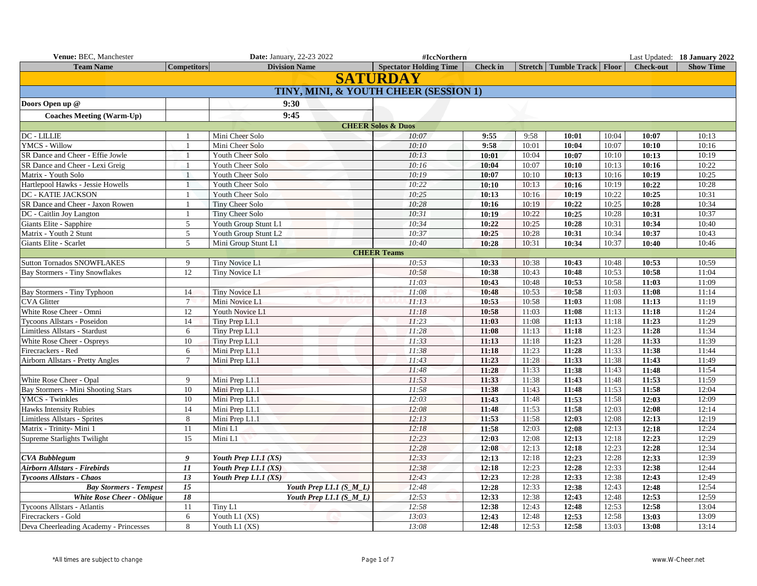**Venue:** BEC, Manchester | **Date:** January, 22-23 2022 | **#IccNorthern** | Last Updated: **18 January 2022**

| Team Name | Competitors | Division Name | Spectator Holding Time | Check in | Stretch | Tumble Track | Floor | Check-out | Show Time |
|---|---|---|---|---|---|---|---|---|---|
| **SATURDAY** | | | | | | | | | |
| **TINY, MINI, & YOUTH CHEER (SESSION 1)** | | | | | | | | | |
| **Doors Open up @** | | **9:30** | | | | | | | |
| **Coaches Meeting (Warm-Up)** | | **9:45** | | | | | | | |
| **CHEER Solos & Duos** | | | | | | | | | |
| DC - LILLIE | 1 | Mini Cheer Solo | *10:07* | **9:55** | 9:58 | **10:01** | 10:04 | **10:07** | 10:13 |
| YMCS - Willow | 1 | Mini Cheer Solo | *10:10* | **9:58** | 10:01 | **10:04** | 10:07 | **10:10** | 10:16 |
| SR Dance and Cheer - Effie Jowle | 1 | Youth Cheer Solo | *10:13* | **10:01** | 10:04 | **10:07** | 10:10 | **10:13** | 10:19 |
| SR Dance and Cheer - Lexi Greig | 1 | Youth Cheer Solo | *10:16* | **10:04** | 10:07 | **10:10** | 10:13 | **10:16** | 10:22 |
| Matrix - Youth Solo | 1 | Youth Cheer Solo | *10:19* | **10:07** | 10:10 | **10:13** | 10:16 | **10:19** | 10:25 |
| Hartlepool Hawks - Jessie Howells | 1 | Youth Cheer Solo | *10:22* | **10:10** | 10:13 | **10:16** | 10:19 | **10:22** | 10:28 |
| DC - KATIE JACKSON | 1 | Youth Cheer Solo | *10:25* | **10:13** | 10:16 | **10:19** | 10:22 | **10:25** | 10:31 |
| SR Dance and Cheer - Jaxon Rowen | 1 | Tiny Cheer Solo | *10:28* | **10:16** | 10:19 | **10:22** | 10:25 | **10:28** | 10:34 |
| DC - Caitlin Joy Langton | 1 | Tiny Cheer Solo | *10:31* | **10:19** | 10:22 | **10:25** | 10:28 | **10:31** | 10:37 |
| Giants Elite - Sapphire | 5 | Youth Group Stunt L1 | *10:34* | **10:22** | 10:25 | **10:28** | 10:31 | **10:34** | 10:40 |
| Matrix - Youth 2 Stunt | 5 | Youth Group Stunt L2 | *10:37* | **10:25** | 10:28 | **10:31** | 10:34 | **10:37** | 10:43 |
| Giants Elite - Scarlet | 5 | Mini Group Stunt L1 | *10:40* | **10:28** | 10:31 | **10:34** | 10:37 | **10:40** | 10:46 |
| **CHEER Teams** | | | | | | | | | |
| Sutton Tornados SNOWFLAKES | 9 | Tiny Novice L1 | *10:53* | **10:33** | 10:38 | **10:43** | 10:48 | **10:53** | 10:59 |
| Bay Stormers - Tiny Snowflakes | 12 | Tiny Novice L1 | *10:58* | **10:38** | 10:43 | **10:48** | 10:53 | **10:58** | 11:04 |
| | | | *11:03* | **10:43** | 10:48 | **10:53** | 10:58 | **11:03** | 11:09 |
| Bay Stormers - Tiny Typhoon | 14 | Tiny Novice L1 | *11:08* | **10:48** | 10:53 | **10:58** | 11:03 | **11:08** | 11:14 |
| CVA Glitter | 7 | Mini Novice L1 | *11:13* | **10:53** | 10:58 | **11:03** | 11:08 | **11:13** | 11:19 |
| White Rose Cheer - Omni | 12 | Youth Novice L1 | *11:18* | **10:58** | 11:03 | **11:08** | 11:13 | **11:18** | 11:24 |
| Tycoons Allstars - Poseidon | 14 | Tiny Prep L1.1 | *11:23* | **11:03** | 11:08 | **11:13** | 11:18 | **11:23** | 11:29 |
| Limitless Allstars - Stardust | 6 | Tiny Prep L1.1 | *11:28* | **11:08** | 11:13 | **11:18** | 11:23 | **11:28** | 11:34 |
| White Rose Cheer - Ospreys | 10 | Tiny Prep L1.1 | *11:33* | **11:13** | 11:18 | **11:23** | 11:28 | **11:33** | 11:39 |
| Firecrackers - Red | 6 | Mini Prep L1.1 | *11:38* | **11:18** | 11:23 | **11:28** | 11:33 | **11:38** | 11:44 |
| Airborn Allstars - Pretty Angles | 7 | Mini Prep L1.1 | *11:43* | **11:23** | 11:28 | **11:33** | 11:38 | **11:43** | 11:49 |
| | | | *11:48* | **11:28** | 11:33 | **11:38** | 11:43 | **11:48** | 11:54 |
| White Rose Cheer - Opal | 9 | Mini Prep L1.1 | *11:53* | **11:33** | 11:38 | **11:43** | 11:48 | **11:53** | 11:59 |
| Bay Stormers - Mini Shooting Stars | 10 | Mini Prep L1.1 | *11:58* | **11:38** | 11:43 | **11:48** | 11:53 | **11:58** | 12:04 |
| YMCS - Twinkles | 10 | Mini Prep L1.1 | *12:03* | **11:43** | 11:48 | **11:53** | 11:58 | **12:03** | 12:09 |
| Hawks Intensity Rubies | 14 | Mini Prep L1.1 | *12:08* | **11:48** | 11:53 | **11:58** | 12:03 | **12:08** | 12:14 |
| Limitless Allstars - Sprites | 8 | Mini Prep L1.1 | *12:13* | **11:53** | 11:58 | **12:03** | 12:08 | **12:13** | 12:19 |
| Matrix - Trinity- Mini 1 | 11 | Mini L1 | *12:18* | **11:58** | 12:03 | **12:08** | 12:13 | **12:18** | 12:24 |
| Supreme Starlights Twilight | 15 | Mini L1 | *12:23* | **12:03** | 12:08 | **12:13** | 12:18 | **12:23** | 12:29 |
| | | | *12:28* | **12:08** | 12:13 | **12:18** | 12:23 | **12:28** | 12:34 |
| ***CVA Bubblegum*** | ***9*** | ***Youth Prep L1.1 (XS)*** | *12:33* | **12:13** | 12:18 | **12:23** | 12:28 | **12:33** | 12:39 |
| ***Airborn Allstars - Firebirds*** | ***11*** | ***Youth Prep L1.1 (XS)*** | *12:38* | **12:18** | 12:23 | **12:28** | 12:33 | **12:38** | 12:44 |
| ***Tycoons Allstars - Chaos*** | ***13*** | ***Youth Prep L1.1 (XS)*** | *12:43* | **12:23** | 12:28 | **12:33** | 12:38 | **12:43** | 12:49 |
| ***Bay Stormers - Tempest*** | ***15*** | ***Youth Prep L1.1 (S_M_L)*** | *12:48* | **12:28** | 12:33 | **12:38** | 12:43 | **12:48** | 12:54 |
| ***White Rose Cheer - Oblique*** | ***18*** | ***Youth Prep L1.1 (S_M_L)*** | *12:53* | **12:33** | 12:38 | **12:43** | 12:48 | **12:53** | 12:59 |
| Tycoons Allstars - Atlantis | 11 | Tiny L1 | *12:58* | **12:38** | 12:43 | **12:48** | 12:53 | **12:58** | 13:04 |
| Firecrackers - Gold | 6 | Youth L1 (XS) | *13:03* | **12:43** | 12:48 | **12:53** | 12:58 | **13:03** | 13:09 |
| Deva Cheerleading Academy - Princesses | 8 | Youth L1 (XS) | *13:08* | **12:48** | 12:53 | **12:58** | 13:03 | **13:08** | 13:14 |

*All times are subject to change

www.W-Cheer.net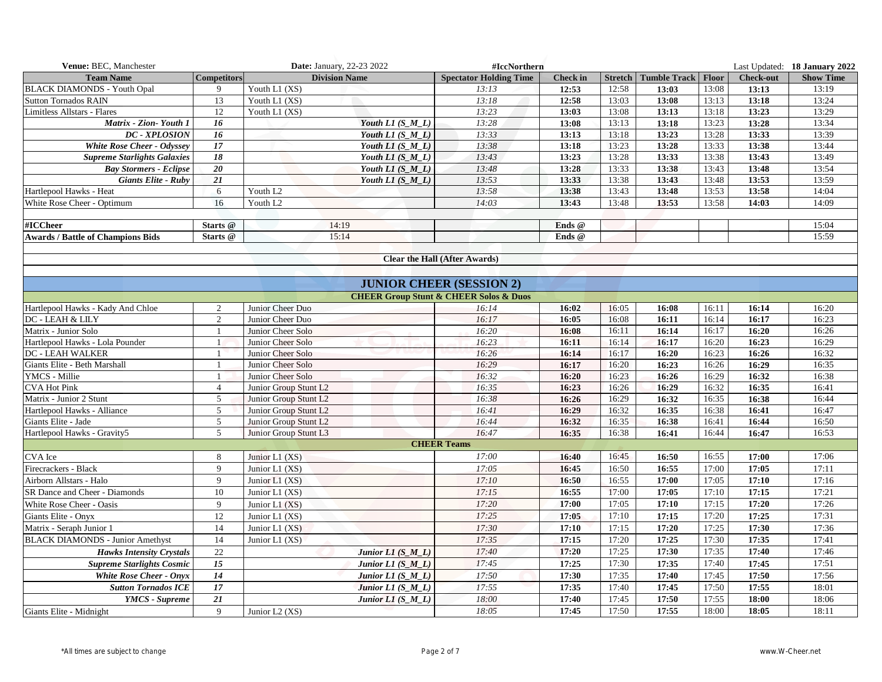| **Venue:** BEC, Manchester | | **Date:** January, 22-23 2022 | **#IccNorthern** | | | | | | Last Updated: **18 January 2022** |
|---|---|---|---|---|---|---|---|---|---|
| **Team Name** | **Competitors** | **Division Name** | **Spectator Holding Time** | **Check in** | **Stretch** | **Tumble Track** | **Floor** | **Check-out** | **Show Time** |
| BLACK DIAMONDS - Youth Opal | 9 | Youth L1 (XS) | *13:13* | **12:53** | 12:58 | **13:03** | 13:08 | **13:13** | 13:19 |
| Sutton Tornados RAIN | 13 | Youth L1 (XS) | *13:18* | **12:58** | 13:03 | **13:08** | 13:13 | **13:18** | 13:24 |
| Limitless Allstars - Flares | 12 | Youth L1 (XS) | *13:23* | **13:03** | 13:08 | **13:13** | 13:18 | **13:23** | 13:29 |
| ***Matrix - Zion- Youth 1*** | ***16*** | ***Youth L1 (S_M_L)*** | *13:28* | **13:08** | 13:13 | **13:18** | 13:23 | **13:28** | 13:34 |
| ***DC - XPLOSION*** | ***16*** | ***Youth L1 (S_M_L)*** | *13:33* | **13:13** | 13:18 | **13:23** | 13:28 | **13:33** | 13:39 |
| ***White Rose Cheer - Odyssey*** | ***17*** | ***Youth L1 (S_M_L)*** | *13:38* | **13:18** | 13:23 | **13:28** | 13:33 | **13:38** | 13:44 |
| ***Supreme Starlights Galaxies*** | ***18*** | ***Youth L1 (S_M_L)*** | *13:43* | **13:23** | 13:28 | **13:33** | 13:38 | **13:43** | 13:49 |
| ***Bay Stormers - Eclipse*** | ***20*** | ***Youth L1 (S_M_L)*** | *13:48* | **13:28** | 13:33 | **13:38** | 13:43 | **13:48** | 13:54 |
| ***Giants Elite - Ruby*** | ***21*** | ***Youth L1 (S_M_L)*** | *13:53* | **13:33** | 13:38 | **13:43** | 13:48 | **13:53** | 13:59 |
| Hartlepool Hawks - Heat | 6 | Youth L2 | *13:58* | **13:38** | 13:43 | **13:48** | 13:53 | **13:58** | 14:04 |
| White Rose Cheer - Optimum | 16 | Youth L2 | *14:03* | **13:43** | 13:48 | **13:53** | 13:58 | **14:03** | 14:09 |
| | | | | | | | | | |
| **#ICCheer** | **Starts @** | 14:19 | | **Ends @** | | | | | 15:04 |
| **Awards / Battle of Champions Bids** | **Starts @** | 15:14 | | **Ends @** | | | | | 15:59 |
| | | | | | | | | | |
| | | | **Clear the Hall (After Awards)** | | | | | | |
| | | | | | | | | | |
| | | | **JUNIOR CHEER (SESSION 2)** | | | | | | |
| | | | **CHEER Group Stunt & CHEER Solos & Duos** | | | | | | |
| Hartlepool Hawks - Kady And Chloe | 2 | Junior Cheer Duo | *16:14* | **16:02** | 16:05 | **16:08** | 16:11 | **16:14** | 16:20 |
| DC - LEAH & LILY | 2 | Junior Cheer Duo | *16:17* | **16:05** | 16:08 | **16:11** | 16:14 | **16:17** | 16:23 |
| Matrix - Junior Solo | 1 | Junior Cheer Solo | *16:20* | **16:08** | 16:11 | **16:14** | 16:17 | **16:20** | 16:26 |
| Hartlepool Hawks - Lola Pounder | 1 | Junior Cheer Solo | *16:23* | **16:11** | 16:14 | **16:17** | 16:20 | **16:23** | 16:29 |
| DC - LEAH WALKER | 1 | Junior Cheer Solo | *16:26* | **16:14** | 16:17 | **16:20** | 16:23 | **16:26** | 16:32 |
| Giants Elite - Beth Marshall | 1 | Junior Cheer Solo | *16:29* | **16:17** | 16:20 | **16:23** | 16:26 | **16:29** | 16:35 |
| YMCS - Millie | 1 | Junior Cheer Solo | *16:32* | **16:20** | 16:23 | **16:26** | 16:29 | **16:32** | 16:38 |
| CVA Hot Pink | 4 | Junior Group Stunt L2 | *16:35* | **16:23** | 16:26 | **16:29** | 16:32 | **16:35** | 16:41 |
| Matrix - Junior 2 Stunt | 5 | Junior Group Stunt L2 | *16:38* | **16:26** | 16:29 | **16:32** | 16:35 | **16:38** | 16:44 |
| Hartlepool Hawks - Alliance | 5 | Junior Group Stunt L2 | *16:41* | **16:29** | 16:32 | **16:35** | 16:38 | **16:41** | 16:47 |
| Giants Elite - Jade | 5 | Junior Group Stunt L2 | *16:44* | **16:32** | 16:35 | **16:38** | 16:41 | **16:44** | 16:50 |
| Hartlepool Hawks - Gravity5 | 5 | Junior Group Stunt L3 | *16:47* | **16:35** | 16:38 | **16:41** | 16:44 | **16:47** | 16:53 |
| | | | **CHEER Teams** | | | | | | |
| CVA Ice | 8 | Junior L1 (XS) | *17:00* | **16:40** | 16:45 | **16:50** | 16:55 | **17:00** | 17:06 |
| Firecrackers - Black | 9 | Junior L1 (XS) | *17:05* | **16:45** | 16:50 | **16:55** | 17:00 | **17:05** | 17:11 |
| Airborn Allstars - Halo | 9 | Junior L1 (XS) | *17:10* | **16:50** | 16:55 | **17:00** | 17:05 | **17:10** | 17:16 |
| SR Dance and Cheer - Diamonds | 10 | Junior L1 (XS) | *17:15* | **16:55** | 17:00 | **17:05** | 17:10 | **17:15** | 17:21 |
| White Rose Cheer - Oasis | 9 | Junior L1 (XS) | *17:20* | **17:00** | 17:05 | **17:10** | 17:15 | **17:20** | 17:26 |
| Giants Elite - Onyx | 12 | Junior L1 (XS) | *17:25* | **17:05** | 17:10 | **17:15** | 17:20 | **17:25** | 17:31 |
| Matrix - Seraph Junior 1 | 14 | Junior L1 (XS) | *17:30* | **17:10** | 17:15 | **17:20** | 17:25 | **17:30** | 17:36 |
| BLACK DIAMONDS - Junior Amethyst | 14 | Junior L1 (XS) | *17:35* | **17:15** | 17:20 | **17:25** | 17:30 | **17:35** | 17:41 |
| ***Hawks Intensity Crystals*** | 22 | ***Junior L1 (S_M_L)*** | *17:40* | **17:20** | 17:25 | **17:30** | 17:35 | **17:40** | 17:46 |
| ***Supreme Starlights Cosmic*** | ***15*** | ***Junior L1 (S_M_L)*** | *17:45* | **17:25** | 17:30 | **17:35** | 17:40 | **17:45** | 17:51 |
| ***White Rose Cheer - Onyx*** | ***14*** | ***Junior L1 (S_M_L)*** | *17:50* | **17:30** | 17:35 | **17:40** | 17:45 | **17:50** | 17:56 |
| ***Sutton Tornados ICE*** | ***17*** | ***Junior L1 (S_M_L)*** | *17:55* | **17:35** | 17:40 | **17:45** | 17:50 | **17:55** | 18:01 |
| ***YMCS - Supreme*** | ***21*** | ***Junior L1 (S_M_L)*** | *18:00* | **17:40** | 17:45 | **17:50** | 17:55 | **18:00** | 18:06 |
| Giants Elite - Midnight | 9 | Junior L2 (XS) | *18:05* | **17:45** | 17:50 | **17:55** | 18:00 | **18:05** | 18:11 |

*All times are subject to change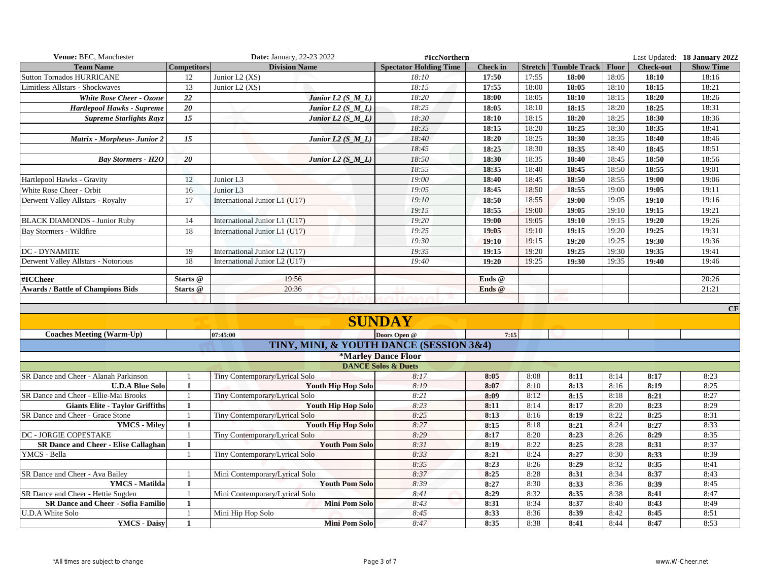**Venue:** BEC, Manchester | **Date:** January, 22-23 2022 | **#IccNorthern** | Last Updated: **18 January 2022**

| Team Name | Competitors | Division Name | Spectator Holding Time | Check in | Stretch | Tumble Track | Floor | Check-out | Show Time |
|---|---|---|---|---|---|---|---|---|---|
| Sutton Tornados HURRICANE | 12 | Junior L2 (XS) | *18:10* | **17:50** | 17:55 | **18:00** | 18:05 | **18:10** | 18:16 |
| Limitless Allstars - Shockwaves | 13 | Junior L2 (XS) | *18:15* | **17:55** | 18:00 | **18:05** | 18:10 | **18:15** | 18:21 |
| ***White Rose Cheer - Ozone*** | ***22*** | ***Junior L2 (S_M_L)*** | *18:20* | **18:00** | 18:05 | **18:10** | 18:15 | **18:20** | 18:26 |
| ***Hartlepool Hawks - Supreme*** | ***20*** | ***Junior L2 (S_M_L)*** | *18:25* | **18:05** | 18:10 | **18:15** | 18:20 | **18:25** | 18:31 |
| ***Supreme Starlights Rayz*** | ***15*** | ***Junior L2 (S_M_L)*** | *18:30* | **18:10** | 18:15 | **18:20** | 18:25 | **18:30** | 18:36 |
| | | | *18:35* | **18:15** | 18:20 | **18:25** | 18:30 | **18:35** | 18:41 |
| ***Matrix - Morpheus- Junior 2*** | ***15*** | ***Junior L2 (S_M_L)*** | *18:40* | **18:20** | 18:25 | **18:30** | 18:35 | **18:40** | 18:46 |
| | | | *18:45* | **18:25** | 18:30 | **18:35** | 18:40 | **18:45** | 18:51 |
| ***Bay Stormers - H2O*** | ***20*** | ***Junior L2 (S_M_L)*** | *18:50* | **18:30** | 18:35 | **18:40** | 18:45 | **18:50** | 18:56 |
| | | | *18:55* | **18:35** | 18:40 | **18:45** | 18:50 | **18:55** | 19:01 |
| Hartlepool Hawks - Gravity | 12 | Junior L3 | *19:00* | **18:40** | 18:45 | **18:50** | 18:55 | **19:00** | 19:06 |
| White Rose Cheer - Orbit | 16 | Junior L3 | *19:05* | **18:45** | 18:50 | **18:55** | 19:00 | **19:05** | 19:11 |
| Derwent Valley Allstars - Royalty | 17 | International Junior L1 (U17) | *19:10* | **18:50** | 18:55 | **19:00** | 19:05 | **19:10** | 19:16 |
| | | | *19:15* | **18:55** | 19:00 | **19:05** | 19:10 | **19:15** | 19:21 |
| BLACK DIAMONDS - Junior Ruby | 14 | International Junior L1 (U17) | *19:20* | **19:00** | 19:05 | **19:10** | 19:15 | **19:20** | 19:26 |
| Bay Stormers - Wildfire | 18 | International Junior L1 (U17) | *19:25* | **19:05** | 19:10 | **19:15** | 19:20 | **19:25** | 19:31 |
| | | | *19:30* | **19:10** | 19:15 | **19:20** | 19:25 | **19:30** | 19:36 |
| DC - DYNAMITE | 19 | International Junior L2 (U17) | *19:35* | **19:15** | 19:20 | **19:25** | 19:30 | **19:35** | 19:41 |
| Derwent Valley Allstars - Notorious | 18 | International Junior L2 (U17) | *19:40* | **19:20** | 19:25 | **19:30** | 19:35 | **19:40** | 19:46 |
| **#ICCheer** | **Starts @** | 19:56 | | **Ends @** | | | | | 20:26 |
| **Awards / Battle of Champions Bids** | **Starts @** | 20:36 | | **Ends @** | | | | | 21:21 |

**CF**

# SUNDAY

| **Coaches Meeting (Warm-Up)** | | **07:45:00** | **Doors Open @** | **7:15** | | | | | |
|---|---|---|---|---|---|---|---|---|---|

## TINY, MINI, & YOUTH DANCE (SESSION 3&4)

### *Marley Dance Floor

### DANCE Solos & Duets

| Team Name | Competitors | Division Name | Spectator Holding Time | Check in | Stretch | Tumble Track | Floor | Check-out | Show Time |
|---|---|---|---|---|---|---|---|---|---|
| SR Dance and Cheer - Alanah Parkinson | 1 | Tiny Contemporary/Lyrical Solo | *8:17* | **8:05** | 8:08 | **8:11** | 8:14 | **8:17** | 8:23 |
| **U.D.A Blue Solo** | **1** | **Youth Hip Hop Solo** | *8:19* | **8:07** | 8:10 | **8:13** | 8:16 | **8:19** | 8:25 |
| SR Dance and Cheer - Ellie-Mai Brooks | 1 | Tiny Contemporary/Lyrical Solo | *8:21* | **8:09** | 8:12 | **8:15** | 8:18 | **8:21** | 8:27 |
| **Giants Elite - Taylor Griffiths** | **1** | **Youth Hip Hop Solo** | *8:23* | **8:11** | 8:14 | **8:17** | 8:20 | **8:23** | 8:29 |
| SR Dance and Cheer - Grace Stone | 1 | Tiny Contemporary/Lyrical Solo | *8:25* | **8:13** | 8:16 | **8:19** | 8:22 | **8:25** | 8:31 |
| **YMCS - Miley** | **1** | **Youth Hip Hop Solo** | *8:27* | **8:15** | 8:18 | **8:21** | 8:24 | **8:27** | 8:33 |
| DC - JORGIE COPESTAKE | 1 | Tiny Contemporary/Lyrical Solo | *8:29* | **8:17** | 8:20 | **8:23** | 8:26 | **8:29** | 8:35 |
| **SR Dance and Cheer - Elise Callaghan** | **1** | **Youth Pom Solo** | *8:31* | **8:19** | 8:22 | **8:25** | 8:28 | **8:31** | 8:37 |
| YMCS - Bella | 1 | Tiny Contemporary/Lyrical Solo | *8:33* | **8:21** | 8:24 | **8:27** | 8:30 | **8:33** | 8:39 |
| | | | *8:35* | **8:23** | 8:26 | **8:29** | 8:32 | **8:35** | 8:41 |
| SR Dance and Cheer - Ava Bailey | 1 | Mini Contemporary/Lyrical Solo | *8:37* | **8:25** | 8:28 | **8:31** | 8:34 | **8:37** | 8:43 |
| **YMCS - Matilda** | **1** | **Youth Pom Solo** | *8:39* | **8:27** | 8:30 | **8:33** | 8:36 | **8:39** | 8:45 |
| SR Dance and Cheer - Hettie Sugden | 1 | Mini Contemporary/Lyrical Solo | *8:41* | **8:29** | 8:32 | **8:35** | 8:38 | **8:41** | 8:47 |
| **SR Dance and Cheer - Sofia Familio** | **1** | **Mini Pom Solo** | *8:43* | **8:31** | 8:34 | **8:37** | 8:40 | **8:43** | 8:49 |
| U.D.A White Solo | 1 | Mini Hip Hop Solo | *8:45* | **8:33** | 8:36 | **8:39** | 8:42 | **8:45** | 8:51 |
| **YMCS - Daisy** | **1** | **Mini Pom Solo** | *8:47* | **8:35** | 8:38 | **8:41** | 8:44 | **8:47** | 8:53 |

*All times are subject to change

www.W-Cheer.net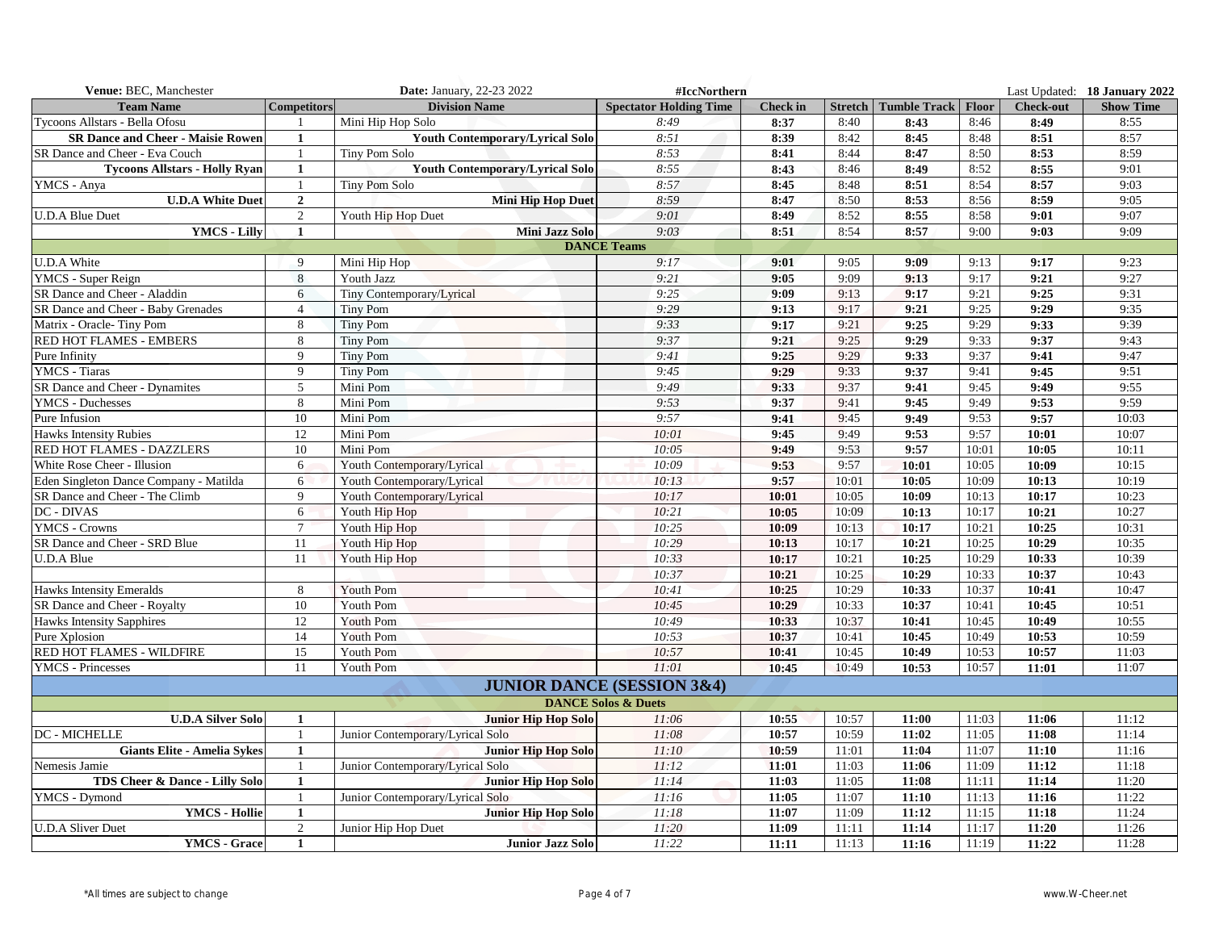**Venue:** BEC, Manchester | **Date:** January, 22-23 2022 | **#IccNorthern** | Last Updated: **18 January 2022**

| Team Name | Competitors | Division Name | Spectator Holding Time | Check in | Stretch | Tumble Track | Floor | Check-out | Show Time |
|---|---|---|---|---|---|---|---|---|---|
| Tycoons Allstars - Bella Ofosu | 1 | Mini Hip Hop Solo | *8:49* | **8:37** | 8:40 | **8:43** | 8:46 | **8:49** | 8:55 |
| **SR Dance and Cheer - Maisie Rowen** | **1** | **Youth Contemporary/Lyrical Solo** | *8:51* | **8:39** | 8:42 | **8:45** | 8:48 | **8:51** | 8:57 |
| SR Dance and Cheer - Eva Couch | 1 | Tiny Pom Solo | *8:53* | **8:41** | 8:44 | **8:47** | 8:50 | **8:53** | 8:59 |
| **Tycoons Allstars - Holly Ryan** | **1** | **Youth Contemporary/Lyrical Solo** | *8:55* | **8:43** | 8:46 | **8:49** | 8:52 | **8:55** | 9:01 |
| YMCS - Anya | 1 | Tiny Pom Solo | *8:57* | **8:45** | 8:48 | **8:51** | 8:54 | **8:57** | 9:03 |
| **U.D.A White Duet** | **2** | **Mini Hip Hop Duet** | *8:59* | **8:47** | 8:50 | **8:53** | 8:56 | **8:59** | 9:05 |
| U.D.A Blue Duet | 2 | Youth Hip Hop Duet | *9:01* | **8:49** | 8:52 | **8:55** | 8:58 | **9:01** | 9:07 |
| **YMCS - Lilly** | **1** | **Mini Jazz Solo** | *9:03* | **8:51** | 8:54 | **8:57** | 9:00 | **9:03** | 9:09 |
| | | **DANCE Teams** | | | | | | | |
| U.D.A White | 9 | Mini Hip Hop | *9:17* | **9:01** | 9:05 | **9:09** | 9:13 | **9:17** | 9:23 |
| YMCS - Super Reign | 8 | Youth Jazz | *9:21* | **9:05** | 9:09 | **9:13** | 9:17 | **9:21** | 9:27 |
| SR Dance and Cheer - Aladdin | 6 | Tiny Contemporary/Lyrical | *9:25* | **9:09** | 9:13 | **9:17** | 9:21 | **9:25** | 9:31 |
| SR Dance and Cheer - Baby Grenades | 4 | Tiny Pom | *9:29* | **9:13** | 9:17 | **9:21** | 9:25 | **9:29** | 9:35 |
| Matrix - Oracle- Tiny Pom | 8 | Tiny Pom | *9:33* | **9:17** | 9:21 | **9:25** | 9:29 | **9:33** | 9:39 |
| RED HOT FLAMES - EMBERS | 8 | Tiny Pom | *9:37* | **9:21** | 9:25 | **9:29** | 9:33 | **9:37** | 9:43 |
| Pure Infinity | 9 | Tiny Pom | *9:41* | **9:25** | 9:29 | **9:33** | 9:37 | **9:41** | 9:47 |
| YMCS - Tiaras | 9 | Tiny Pom | *9:45* | **9:29** | 9:33 | **9:37** | 9:41 | **9:45** | 9:51 |
| SR Dance and Cheer - Dynamites | 5 | Mini Pom | *9:49* | **9:33** | 9:37 | **9:41** | 9:45 | **9:49** | 9:55 |
| YMCS - Duchesses | 8 | Mini Pom | *9:53* | **9:37** | 9:41 | **9:45** | 9:49 | **9:53** | 9:59 |
| Pure Infusion | 10 | Mini Pom | *9:57* | **9:41** | 9:45 | **9:49** | 9:53 | **9:57** | 10:03 |
| Hawks Intensity Rubies | 12 | Mini Pom | *10:01* | **9:45** | 9:49 | **9:53** | 9:57 | **10:01** | 10:07 |
| RED HOT FLAMES - DAZZLERS | 10 | Mini Pom | *10:05* | **9:49** | 9:53 | **9:57** | 10:01 | **10:05** | 10:11 |
| White Rose Cheer - Illusion | 6 | Youth Contemporary/Lyrical | *10:09* | **9:53** | 9:57 | **10:01** | 10:05 | **10:09** | 10:15 |
| Eden Singleton Dance Company - Matilda | 6 | Youth Contemporary/Lyrical | *10:13* | **9:57** | 10:01 | **10:05** | 10:09 | **10:13** | 10:19 |
| SR Dance and Cheer - The Climb | 9 | Youth Contemporary/Lyrical | *10:17* | **10:01** | 10:05 | **10:09** | 10:13 | **10:17** | 10:23 |
| DC - DIVAS | 6 | Youth Hip Hop | *10:21* | **10:05** | 10:09 | **10:13** | 10:17 | **10:21** | 10:27 |
| YMCS - Crowns | 7 | Youth Hip Hop | *10:25* | **10:09** | 10:13 | **10:17** | 10:21 | **10:25** | 10:31 |
| SR Dance and Cheer - SRD Blue | 11 | Youth Hip Hop | *10:29* | **10:13** | 10:17 | **10:21** | 10:25 | **10:29** | 10:35 |
| U.D.A Blue | 11 | Youth Hip Hop | *10:33* | **10:17** | 10:21 | **10:25** | 10:29 | **10:33** | 10:39 |
| | | | *10:37* | **10:21** | 10:25 | **10:29** | 10:33 | **10:37** | 10:43 |
| Hawks Intensity Emeralds | 8 | Youth Pom | *10:41* | **10:25** | 10:29 | **10:33** | 10:37 | **10:41** | 10:47 |
| SR Dance and Cheer - Royalty | 10 | Youth Pom | *10:45* | **10:29** | 10:33 | **10:37** | 10:41 | **10:45** | 10:51 |
| Hawks Intensity Sapphires | 12 | Youth Pom | *10:49* | **10:33** | 10:37 | **10:41** | 10:45 | **10:49** | 10:55 |
| Pure Xplosion | 14 | Youth Pom | *10:53* | **10:37** | 10:41 | **10:45** | 10:49 | **10:53** | 10:59 |
| RED HOT FLAMES - WILDFIRE | 15 | Youth Pom | *10:57* | **10:41** | 10:45 | **10:49** | 10:53 | **10:57** | 11:03 |
| YMCS - Princesses | 11 | Youth Pom | *11:01* | **10:45** | 10:49 | **10:53** | 10:57 | **11:01** | 11:07 |
| | | **JUNIOR DANCE (SESSION 3&4)** | | | | | | | |
| | | **DANCE Solos & Duets** | | | | | | | |
| **U.D.A Silver Solo** | **1** | **Junior Hip Hop Solo** | *11:06* | **10:55** | 10:57 | **11:00** | 11:03 | **11:06** | 11:12 |
| DC - MICHELLE | 1 | Junior Contemporary/Lyrical Solo | *11:08* | **10:57** | 10:59 | **11:02** | 11:05 | **11:08** | 11:14 |
| **Giants Elite - Amelia Sykes** | **1** | **Junior Hip Hop Solo** | *11:10* | **10:59** | 11:01 | **11:04** | 11:07 | **11:10** | 11:16 |
| Nemesis Jamie | 1 | Junior Contemporary/Lyrical Solo | *11:12* | **11:01** | 11:03 | **11:06** | 11:09 | **11:12** | 11:18 |
| **TDS Cheer & Dance - Lilly Solo** | **1** | **Junior Hip Hop Solo** | *11:14* | **11:03** | 11:05 | **11:08** | 11:11 | **11:14** | 11:20 |
| YMCS - Dymond | 1 | Junior Contemporary/Lyrical Solo | *11:16* | **11:05** | 11:07 | **11:10** | 11:13 | **11:16** | 11:22 |
| **YMCS - Hollie** | **1** | **Junior Hip Hop Solo** | *11:18* | **11:07** | 11:09 | **11:12** | 11:15 | **11:18** | 11:24 |
| U.D.A Sliver Duet | 2 | Junior Hip Hop Duet | *11:20* | **11:09** | 11:11 | **11:14** | 11:17 | **11:20** | 11:26 |
| **YMCS - Grace** | **1** | **Junior Jazz Solo** | *11:22* | **11:11** | 11:13 | **11:16** | 11:19 | **11:22** | 11:28 |

*All times are subject to change

www.W-Cheer.net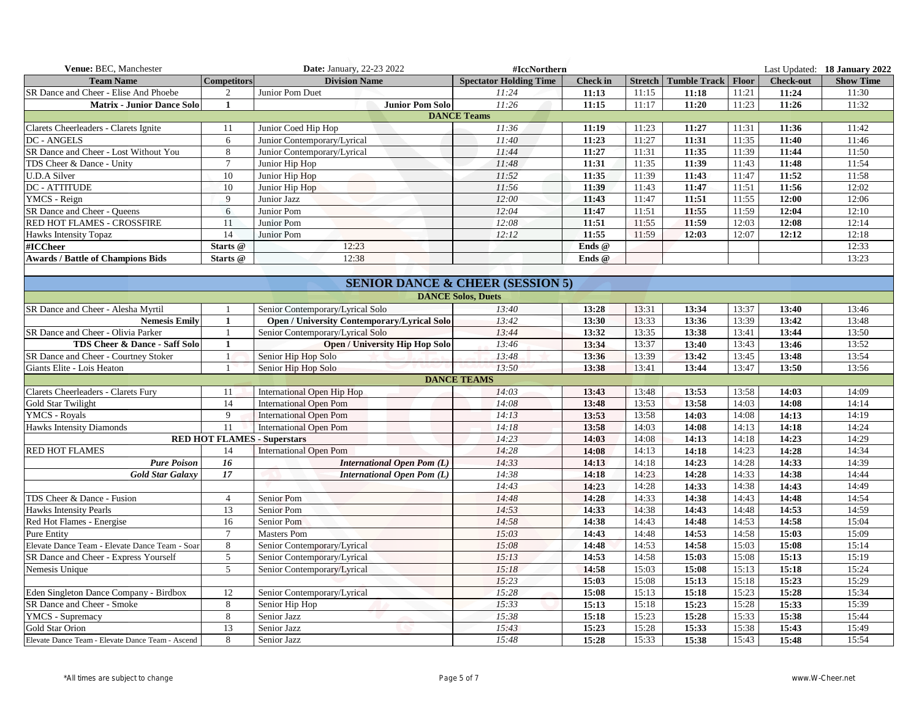| **Venue:** BEC, Manchester | | **Date:** January, 22-23 2022 | **#IccNorthern** | | | | | Last Updated: | **18 January 2022** |
|---|---|---|---|---|---|---|---|---|---|
| **Team Name** | **Competitors** | **Division Name** | **Spectator Holding Time** | **Check in** | **Stretch** | **Tumble Track** | **Floor** | **Check-out** | **Show Time** |
| SR Dance and Cheer - Elise And Phoebe | 2 | Junior Pom Duet | *11:24* | **11:13** | 11:15 | **11:18** | 11:21 | **11:24** | 11:30 |
| **Matrix - Junior Dance Solo** | **1** | **Junior Pom Solo** | *11:26* | **11:15** | 11:17 | **11:20** | 11:23 | **11:26** | 11:32 |
| **DANCE Teams** | | | | | | | | | |
| Clarets Cheerleaders - Clarets Ignite | 11 | Junior Coed Hip Hop | *11:36* | **11:19** | 11:23 | **11:27** | 11:31 | **11:36** | 11:42 |
| DC - ANGELS | 6 | Junior Contemporary/Lyrical | *11:40* | **11:23** | 11:27 | **11:31** | 11:35 | **11:40** | 11:46 |
| SR Dance and Cheer - Lost Without You | 8 | Junior Contemporary/Lyrical | *11:44* | **11:27** | 11:31 | **11:35** | 11:39 | **11:44** | 11:50 |
| TDS Cheer & Dance - Unity | 7 | Junior Hip Hop | *11:48* | **11:31** | 11:35 | **11:39** | 11:43 | **11:48** | 11:54 |
| U.D.A Silver | 10 | Junior Hip Hop | *11:52* | **11:35** | 11:39 | **11:43** | 11:47 | **11:52** | 11:58 |
| DC - ATTITUDE | 10 | Junior Hip Hop | *11:56* | **11:39** | 11:43 | **11:47** | 11:51 | **11:56** | 12:02 |
| YMCS - Reign | 9 | Junior Jazz | *12:00* | **11:43** | 11:47 | **11:51** | 11:55 | **12:00** | 12:06 |
| SR Dance and Cheer - Queens | 6 | Junior Pom | *12:04* | **11:47** | 11:51 | **11:55** | 11:59 | **12:04** | 12:10 |
| RED HOT FLAMES - CROSSFIRE | 11 | Junior Pom | *12:08* | **11:51** | 11:55 | **11:59** | 12:03 | **12:08** | 12:14 |
| Hawks Intensity Topaz | 14 | Junior Pom | *12:12* | **11:55** | 11:59 | **12:03** | 12:07 | **12:12** | 12:18 |
| **#ICCheer** | **Starts @** | 12:23 | | **Ends @** | | | | | 12:33 |
| **Awards / Battle of Champions Bids** | **Starts @** | 12:38 | | **Ends @** | | | | | 13:23 |
| **SENIOR DANCE & CHEER (SESSION 5)** | | | | | | | | | |
| **DANCE Solos, Duets** | | | | | | | | | |
| SR Dance and Cheer - Alesha Myrtil | 1 | Senior Contemporary/Lyrical Solo | *13:40* | **13:28** | 13:31 | **13:34** | 13:37 | **13:40** | 13:46 |
| **Nemesis Emily** | **1** | **Open / University Contemporary/Lyrical Solo** | *13:42* | **13:30** | 13:33 | **13:36** | 13:39 | **13:42** | 13:48 |
| SR Dance and Cheer - Olivia Parker | 1 | Senior Contemporary/Lyrical Solo | *13:44* | **13:32** | 13:35 | **13:38** | 13:41 | **13:44** | 13:50 |
| **TDS Cheer & Dance - Saff Solo** | **1** | **Open / University Hip Hop Solo** | *13:46* | **13:34** | 13:37 | **13:40** | 13:43 | **13:46** | 13:52 |
| SR Dance and Cheer - Courtney Stoker | 1 | Senior Hip Hop Solo | *13:48* | **13:36** | 13:39 | **13:42** | 13:45 | **13:48** | 13:54 |
| Giants Elite - Lois Heaton | 1 | Senior Hip Hop Solo | *13:50* | **13:38** | 13:41 | **13:44** | 13:47 | **13:50** | 13:56 |
| **DANCE TEAMS** | | | | | | | | | |
| Clarets Cheerleaders - Clarets Fury | 11 | International Open Hip Hop | *14:03* | **13:43** | 13:48 | **13:53** | 13:58 | **14:03** | 14:09 |
| Gold Star Twilight | 14 | International Open Pom | *14:08* | **13:48** | 13:53 | **13:58** | 14:03 | **14:08** | 14:14 |
| YMCS - Royals | 9 | International Open Pom | *14:13* | **13:53** | 13:58 | **14:03** | 14:08 | **14:13** | 14:19 |
| Hawks Intensity Diamonds | 11 | International Open Pom | *14:18* | **13:58** | 14:03 | **14:08** | 14:13 | **14:18** | 14:24 |
| **RED HOT FLAMES - Superstars** | | | *14:23* | **14:03** | 14:08 | **14:13** | 14:18 | **14:23** | 14:29 |
| RED HOT FLAMES | 14 | International Open Pom | *14:28* | **14:08** | 14:13 | **14:18** | 14:23 | **14:28** | 14:34 |
| ***Pure Poison*** | ***16*** | ***International Open Pom (L)*** | *14:33* | **14:13** | 14:18 | **14:23** | 14:28 | **14:33** | 14:39 |
| ***Gold Star Galaxy*** | ***17*** | ***International Open Pom (L)*** | *14:38* | **14:18** | 14:23 | **14:28** | 14:33 | **14:38** | 14:44 |
| | | | *14:43* | **14:23** | 14:28 | **14:33** | 14:38 | **14:43** | 14:49 |
| TDS Cheer & Dance - Fusion | 4 | Senior Pom | *14:48* | **14:28** | 14:33 | **14:38** | 14:43 | **14:48** | 14:54 |
| Hawks Intensity Pearls | 13 | Senior Pom | *14:53* | **14:33** | 14:38 | **14:43** | 14:48 | **14:53** | 14:59 |
| Red Hot Flames - Energise | 16 | Senior Pom | *14:58* | **14:38** | 14:43 | **14:48** | 14:53 | **14:58** | 15:04 |
| Pure Entity | 7 | Masters Pom | *15:03* | **14:43** | 14:48 | **14:53** | 14:58 | **15:03** | 15:09 |
| Elevate Dance Team - Elevate Dance Team - Soar | 8 | Senior Contemporary/Lyrical | *15:08* | **14:48** | 14:53 | **14:58** | 15:03 | **15:08** | 15:14 |
| SR Dance and Cheer - Express Yourself | 5 | Senior Contemporary/Lyrical | *15:13* | **14:53** | 14:58 | **15:03** | 15:08 | **15:13** | 15:19 |
| Nemesis Unique | 5 | Senior Contemporary/Lyrical | *15:18* | **14:58** | 15:03 | **15:08** | 15:13 | **15:18** | 15:24 |
| | | | *15:23* | **15:03** | 15:08 | **15:13** | 15:18 | **15:23** | 15:29 |
| Eden Singleton Dance Company - Birdbox | 12 | Senior Contemporary/Lyrical | *15:28* | **15:08** | 15:13 | **15:18** | 15:23 | **15:28** | 15:34 |
| SR Dance and Cheer - Smoke | 8 | Senior Hip Hop | *15:33* | **15:13** | 15:18 | **15:23** | 15:28 | **15:33** | 15:39 |
| YMCS - Supremacy | 8 | Senior Jazz | *15:38* | **15:18** | 15:23 | **15:28** | 15:33 | **15:38** | 15:44 |
| Gold Star Orion | 13 | Senior Jazz | *15:43* | **15:23** | 15:28 | **15:33** | 15:38 | **15:43** | 15:49 |
| Elevate Dance Team - Elevate Dance Team - Ascend | 8 | Senior Jazz | *15:48* | **15:28** | 15:33 | **15:38** | 15:43 | **15:48** | 15:54 |

*All times are subject to change

www.W-Cheer.net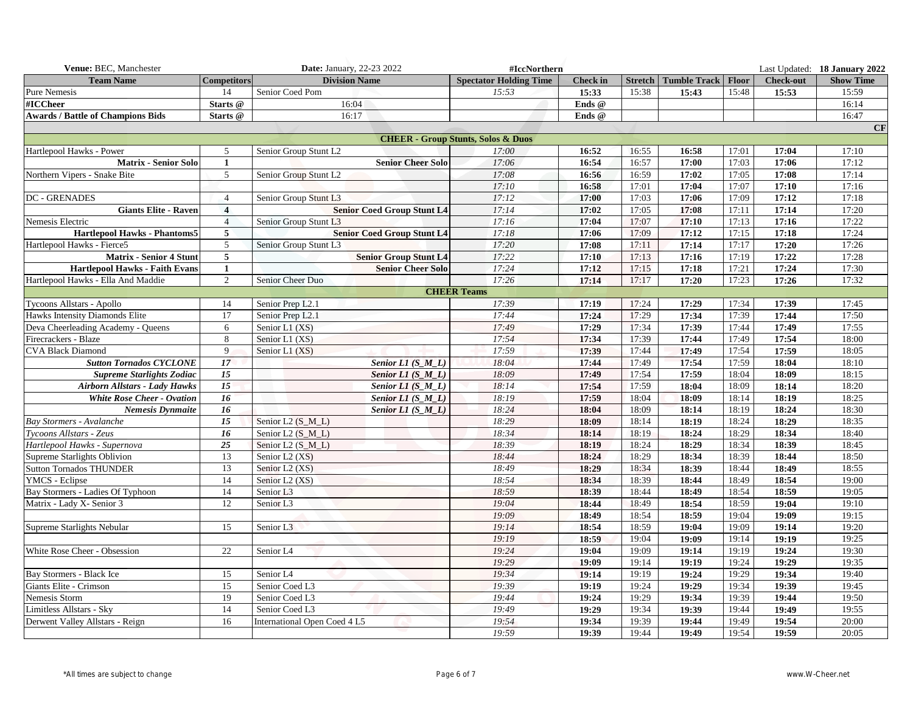| **Venue:** BEC, Manchester | | **Date:** January, 22-23 2022 | **#IccNorthern** | | | | | Last Updated: | **18 January 2022** |
|---|---|---|---|---|---|---|---|---|---|
| **Team Name** | **Competitors** | **Division Name** | **Spectator Holding Time** | **Check in** | **Stretch** | **Tumble Track** | **Floor** | **Check-out** | **Show Time** |
| Pure Nemesis | 14 | Senior Coed Pom | *15:53* | **15:33** | 15:38 | **15:43** | 15:48 | **15:53** | 15:59 |
| **#ICCheer** | **Starts @** | 16:04 | | **Ends @** | | | | | 16:14 |
| **Awards / Battle of Champions Bids** | **Starts @** | 16:17 | | **Ends @** | | | | | 16:47 |
| | | | | | | | | | **CF** |
| | | | **CHEER - Group Stunts, Solos & Duos** | | | | | | |
| Hartlepool Hawks - Power | 5 | Senior Group Stunt L2 | *17:00* | **16:52** | 16:55 | **16:58** | 17:01 | **17:04** | 17:10 |
| **Matrix - Senior Solo** | **1** | **Senior Cheer Solo** | *17:06* | **16:54** | 16:57 | **17:00** | 17:03 | **17:06** | 17:12 |
| Northern Vipers - Snake Bite | 5 | Senior Group Stunt L2 | *17:08* | **16:56** | 16:59 | **17:02** | 17:05 | **17:08** | 17:14 |
| | | | *17:10* | **16:58** | 17:01 | **17:04** | 17:07 | **17:10** | 17:16 |
| DC - GRENADES | 4 | Senior Group Stunt L3 | *17:12* | **17:00** | 17:03 | **17:06** | 17:09 | **17:12** | 17:18 |
| **Giants Elite - Raven** | **4** | **Senior Coed Group Stunt L4** | *17:14* | **17:02** | 17:05 | **17:08** | 17:11 | **17:14** | 17:20 |
| Nemesis Electric | 4 | Senior Group Stunt L3 | *17:16* | **17:04** | 17:07 | **17:10** | 17:13 | **17:16** | 17:22 |
| **Hartlepool Hawks - Phantoms5** | **5** | **Senior Coed Group Stunt L4** | *17:18* | **17:06** | 17:09 | **17:12** | 17:15 | **17:18** | 17:24 |
| Hartlepool Hawks - Fierce5 | 5 | Senior Group Stunt L3 | *17:20* | **17:08** | 17:11 | **17:14** | 17:17 | **17:20** | 17:26 |
| **Matrix - Senior 4 Stunt** | **5** | **Senior Group Stunt L4** | *17:22* | **17:10** | 17:13 | **17:16** | 17:19 | **17:22** | 17:28 |
| **Hartlepool Hawks - Faith Evans** | **1** | **Senior Cheer Solo** | *17:24* | **17:12** | 17:15 | **17:18** | 17:21 | **17:24** | 17:30 |
| Hartlepool Hawks - Ella And Maddie | 2 | Senior Cheer Duo | *17:26* | **17:14** | 17:17 | **17:20** | 17:23 | **17:26** | 17:32 |
| | | | **CHEER Teams** | | | | | | |
| Tycoons Allstars - Apollo | 14 | Senior Prep L2.1 | *17:39* | **17:19** | 17:24 | **17:29** | 17:34 | **17:39** | 17:45 |
| Hawks Intensity Diamonds Elite | 17 | Senior Prep L2.1 | *17:44* | **17:24** | 17:29 | **17:34** | 17:39 | **17:44** | 17:50 |
| Deva Cheerleading Academy - Queens | 6 | Senior L1 (XS) | *17:49* | **17:29** | 17:34 | **17:39** | 17:44 | **17:49** | 17:55 |
| Firecrackers - Blaze | 8 | Senior L1 (XS) | *17:54* | **17:34** | 17:39 | **17:44** | 17:49 | **17:54** | 18:00 |
| CVA Black Diamond | 9 | Senior L1 (XS) | *17:59* | **17:39** | 17:44 | **17:49** | 17:54 | **17:59** | 18:05 |
| ***Sutton Tornados CYCLONE*** | ***17*** | ***Senior L1 (S_M_L)*** | *18:04* | **17:44** | 17:49 | **17:54** | 17:59 | **18:04** | 18:10 |
| ***Supreme Starlights Zodiac*** | ***15*** | ***Senior L1 (S_M_L)*** | *18:09* | **17:49** | 17:54 | **17:59** | 18:04 | **18:09** | 18:15 |
| ***Airborn Allstars - Lady Hawks*** | ***15*** | ***Senior L1 (S_M_L)*** | *18:14* | **17:54** | 17:59 | **18:04** | 18:09 | **18:14** | 18:20 |
| ***White Rose Cheer - Ovation*** | ***16*** | ***Senior L1 (S_M_L)*** | *18:19* | **17:59** | 18:04 | **18:09** | 18:14 | **18:19** | 18:25 |
| ***Nemesis Dynmaite*** | ***16*** | ***Senior L1 (S_M_L)*** | *18:24* | **18:04** | 18:09 | **18:14** | 18:19 | **18:24** | 18:30 |
| *Bay Stormers - Avalanche* | ***15*** | Senior L2 (S_M_L) | *18:29* | **18:09** | 18:14 | **18:19** | 18:24 | **18:29** | 18:35 |
| *Tycoons Allstars - Zeus* | ***16*** | Senior L2 (S_M_L) | *18:34* | **18:14** | 18:19 | **18:24** | 18:29 | **18:34** | 18:40 |
| *Hartlepool Hawks - Supernova* | ***25*** | Senior L2 (S_M_L) | *18:39* | **18:19** | 18:24 | **18:29** | 18:34 | **18:39** | 18:45 |
| Supreme Starlights Oblivion | 13 | Senior L2 (XS) | *18:44* | **18:24** | 18:29 | **18:34** | 18:39 | **18:44** | 18:50 |
| Sutton Tornados THUNDER | 13 | Senior L2 (XS) | *18:49* | **18:29** | 18:34 | **18:39** | 18:44 | **18:49** | 18:55 |
| YMCS - Eclipse | 14 | Senior L2 (XS) | *18:54* | **18:34** | 18:39 | **18:44** | 18:49 | **18:54** | 19:00 |
| Bay Stormers - Ladies Of Typhoon | 14 | Senior L3 | *18:59* | **18:39** | 18:44 | **18:49** | 18:54 | **18:59** | 19:05 |
| Matrix - Lady X- Senior 3 | 12 | Senior L3 | *19:04* | **18:44** | 18:49 | **18:54** | 18:59 | **19:04** | 19:10 |
| | | | *19:09* | **18:49** | 18:54 | **18:59** | 19:04 | **19:09** | 19:15 |
| Supreme Starlights Nebular | 15 | Senior L3 | *19:14* | **18:54** | 18:59 | **19:04** | 19:09 | **19:14** | 19:20 |
| | | | *19:19* | **18:59** | 19:04 | **19:09** | 19:14 | **19:19** | 19:25 |
| White Rose Cheer - Obsession | 22 | Senior L4 | *19:24* | **19:04** | 19:09 | **19:14** | 19:19 | **19:24** | 19:30 |
| | | | *19:29* | **19:09** | 19:14 | **19:19** | 19:24 | **19:29** | 19:35 |
| Bay Stormers - Black Ice | 15 | Senior L4 | *19:34* | **19:14** | 19:19 | **19:24** | 19:29 | **19:34** | 19:40 |
| Giants Elite - Crimson | 15 | Senior Coed L3 | *19:39* | **19:19** | 19:24 | **19:29** | 19:34 | **19:39** | 19:45 |
| Nemesis Storm | 19 | Senior Coed L3 | *19:44* | **19:24** | 19:29 | **19:34** | 19:39 | **19:44** | 19:50 |
| Limitless Allstars - Sky | 14 | Senior Coed L3 | *19:49* | **19:29** | 19:34 | **19:39** | 19:44 | **19:49** | 19:55 |
| Derwent Valley Allstars - Reign | 16 | International Open Coed 4 L5 | *19:54* | **19:34** | 19:39 | **19:44** | 19:49 | **19:54** | 20:00 |
| | | | *19:59* | **19:39** | 19:44 | **19:49** | 19:54 | **19:59** | 20:05 |

*All times are subject to change

www.W-Cheer.net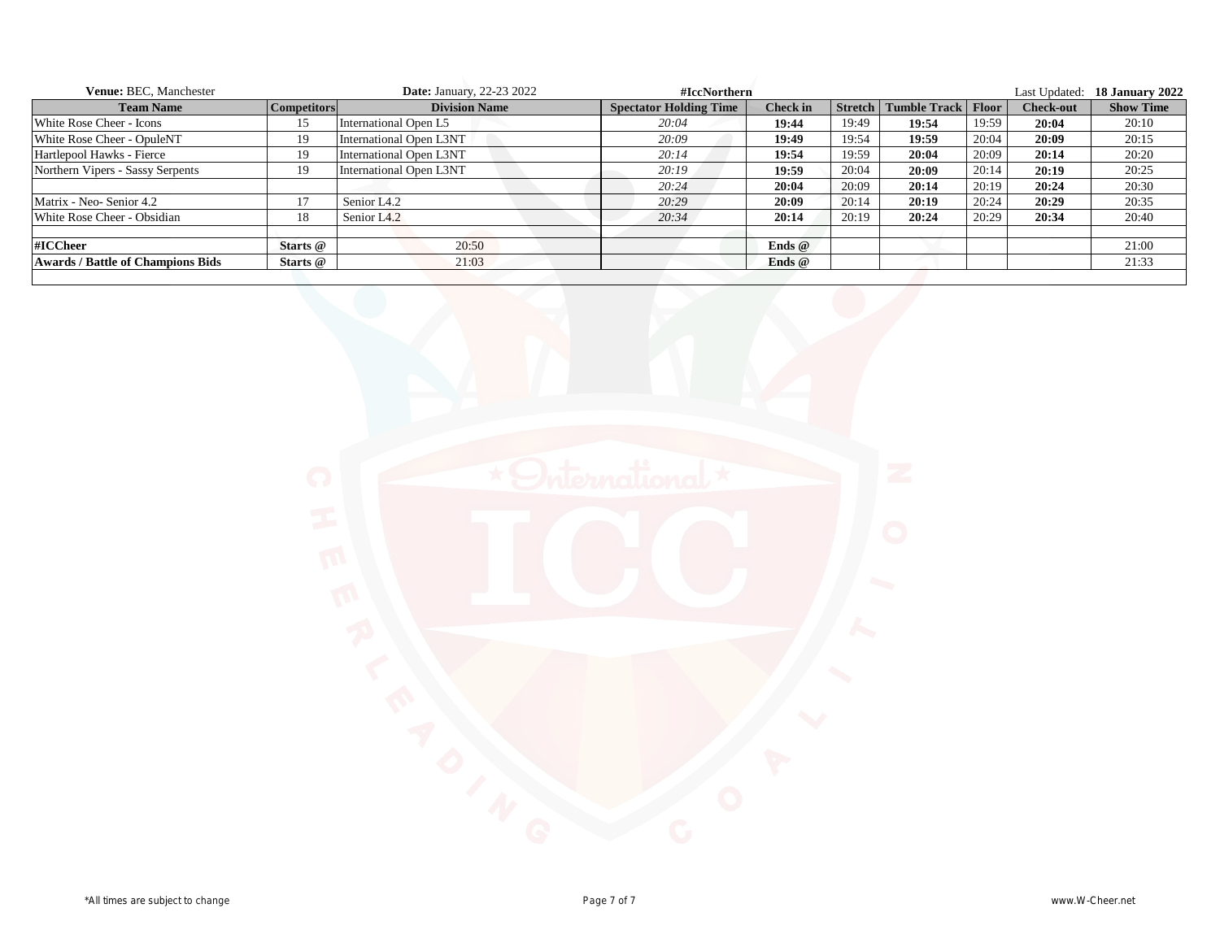**Venue:** BEC, Manchester | **Date:** January, 22-23 2022 | **#IccNorthern** | Last Updated: **18 January 2022**

| Team Name | Competitors | Division Name | Spectator Holding Time | Check in | Stretch | Tumble Track | Floor | Check-out | Show Time |
|---|---|---|---|---|---|---|---|---|---|
| White Rose Cheer - Icons | 15 | International Open L5 | *20:04* | **19:44** | 19:49 | **19:54** | 19:59 | **20:04** | 20:10 |
| White Rose Cheer - OpuleNT | 19 | International Open L3NT | *20:09* | **19:49** | 19:54 | **19:59** | 20:04 | **20:09** | 20:15 |
| Hartlepool Hawks - Fierce | 19 | International Open L3NT | *20:14* | **19:54** | 19:59 | **20:04** | 20:09 | **20:14** | 20:20 |
| Northern Vipers - Sassy Serpents | 19 | International Open L3NT | *20:19* | **19:59** | 20:04 | **20:09** | 20:14 | **20:19** | 20:25 |
| | | | *20:24* | **20:04** | 20:09 | **20:14** | 20:19 | **20:24** | 20:30 |
| Matrix - Neo- Senior 4.2 | 17 | Senior L4.2 | *20:29* | **20:09** | 20:14 | **20:19** | 20:24 | **20:29** | 20:35 |
| White Rose Cheer - Obsidian | 18 | Senior L4.2 | *20:34* | **20:14** | 20:19 | **20:24** | 20:29 | **20:34** | 20:40 |
| | | | | | | | | | |
| **#ICCheer** | **Starts @** | 20:50 | | **Ends @** | | | | | 21:00 |
| **Awards / Battle of Champions Bids** | **Starts @** | 21:03 | | **Ends @** | | | | | 21:33 |

*All times are subject to change

www.W-Cheer.net